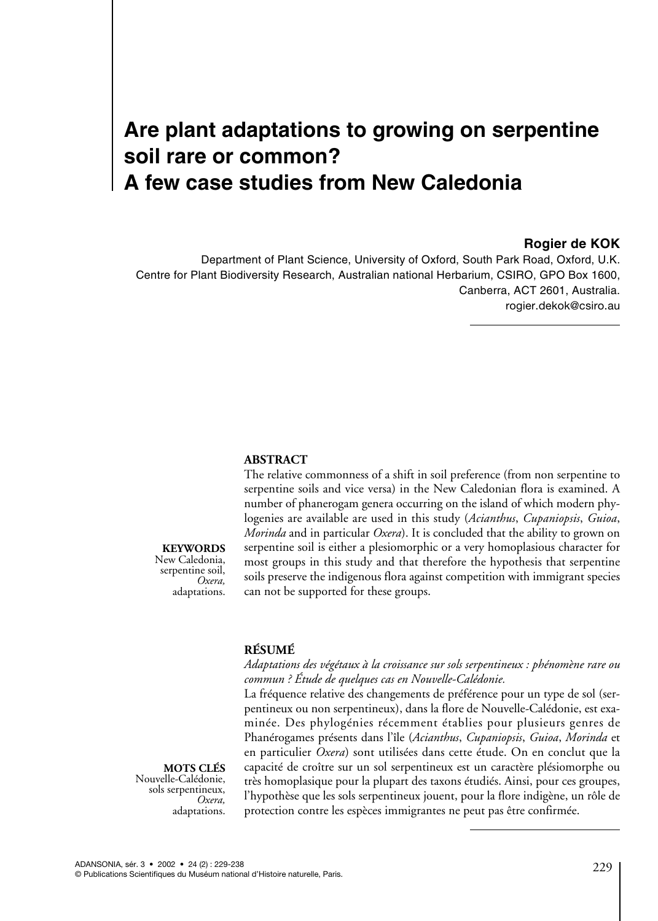# Are plant adaptations to growing on serpentine soil rare or common? A few case studies from New Caledonia

**Rogier de KOK**

Department of Plant Science, University of Oxford, South Park Road, Oxford, U.K.
Centre for Plant Biodiversity Research, Australian national Herbarium, CSIRO, GPO Box 1600, Canberra, ACT 2601, Australia.
rogier.dekok@csiro.au

**ABSTRACT**

The relative commonness of a shift in soil preference (from non serpentine to serpentine soils and vice versa) in the New Caledonian flora is examined. A number of phanerogam genera occurring on the island of which modern phylogenies are available are used in this study (*Acianthus*, *Cupaniopsis*, *Guioa*, *Morinda* and in particular *Oxera*). It is concluded that the ability to grown on serpentine soil is either a plesiomorphic or a very homoplasious character for most groups in this study and that therefore the hypothesis that serpentine soils preserve the indigenous flora against competition with immigrant species can not be supported for these groups.

**KEYWORDS**
New Caledonia, serpentine soil, *Oxera*, adaptations.

**RÉSUMÉ**

*Adaptations des végétaux à la croissance sur sols serpentineux : phénomène rare ou commun ? Étude de quelques cas en Nouvelle-Calédonie.*

La fréquence relative des changements de préférence pour un type de sol (serpentineux ou non serpentineux), dans la flore de Nouvelle-Calédonie, est examinée. Des phylogénies récemment établies pour plusieurs genres de Phanérogames présents dans l'île (*Acianthus*, *Cupaniopsis*, *Guioa*, *Morinda* et en particulier *Oxera*) sont utilisées dans cette étude. On en conclut que la capacité de croître sur un sol serpentineux est un caractère plésiomorphe ou très homoplasique pour la plupart des taxons étudiés. Ainsi, pour ces groupes, l'hypothèse que les sols serpentineux jouent, pour la flore indigène, un rôle de protection contre les espèces immigrantes ne peut pas être confirmée.

**MOTS CLÉS**
Nouvelle-Calédonie, sols serpentineux, *Oxera*, adaptations.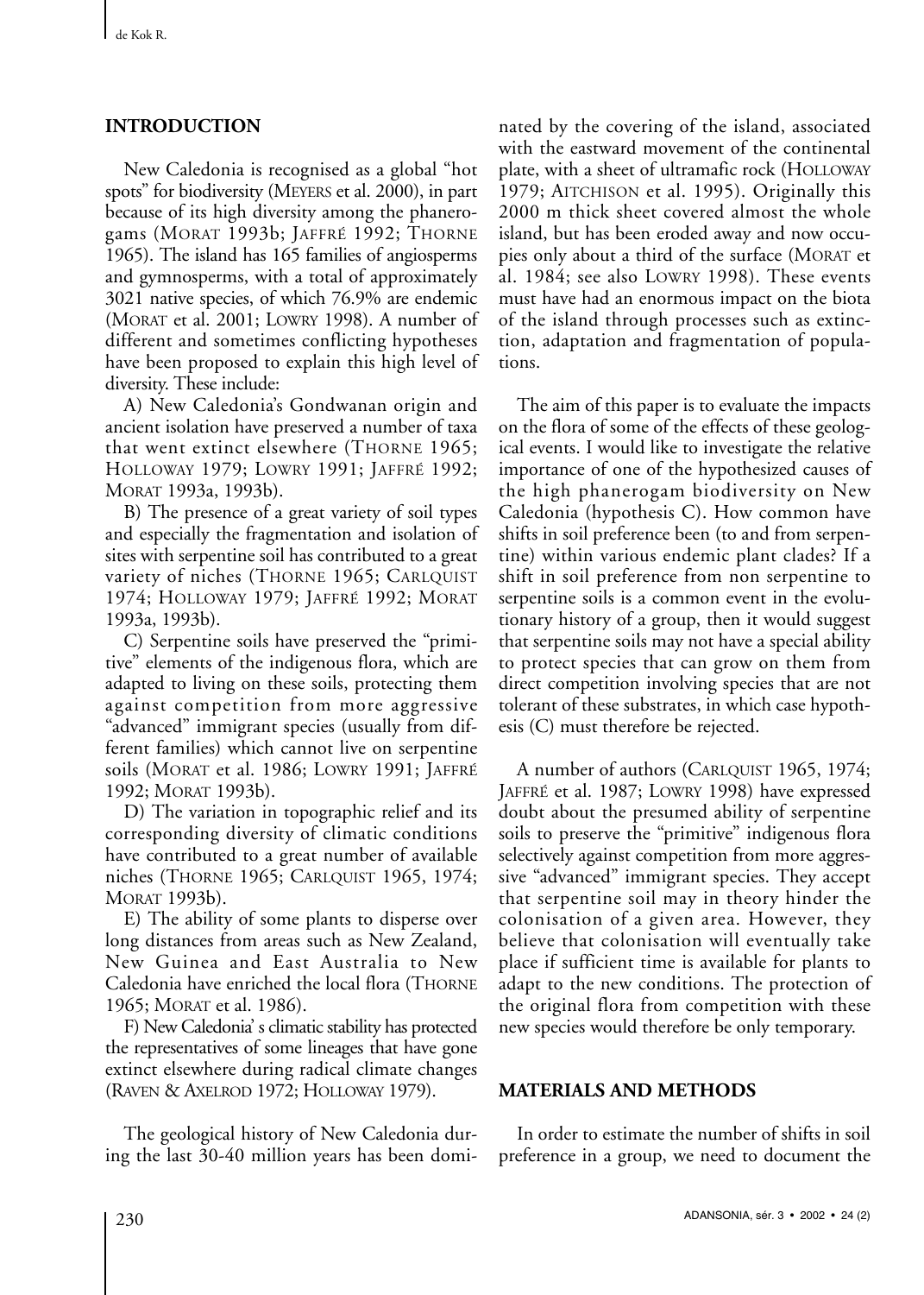## INTRODUCTION

New Caledonia is recognised as a global "hot spots" for biodiversity (MEYERS et al. 2000), in part because of its high diversity among the phanerogams (MORAT 1993b; JAFFRÉ 1992; THORNE 1965). The island has 165 families of angiosperms and gymnosperms, with a total of approximately 3021 native species, of which 76.9% are endemic (MORAT et al. 2001; LOWRY 1998). A number of different and sometimes conflicting hypotheses have been proposed to explain this high level of diversity. These include:

A) New Caledonia's Gondwanan origin and ancient isolation have preserved a number of taxa that went extinct elsewhere (THORNE 1965; HOLLOWAY 1979; LOWRY 1991; JAFFRÉ 1992; MORAT 1993a, 1993b).

B) The presence of a great variety of soil types and especially the fragmentation and isolation of sites with serpentine soil has contributed to a great variety of niches (THORNE 1965; CARLQUIST 1974; HOLLOWAY 1979; JAFFRÉ 1992; MORAT 1993a, 1993b).

C) Serpentine soils have preserved the "primitive" elements of the indigenous flora, which are adapted to living on these soils, protecting them against competition from more aggressive "advanced" immigrant species (usually from different families) which cannot live on serpentine soils (MORAT et al. 1986; LOWRY 1991; JAFFRÉ 1992; MORAT 1993b).

D) The variation in topographic relief and its corresponding diversity of climatic conditions have contributed to a great number of available niches (THORNE 1965; CARLQUIST 1965, 1974; MORAT 1993b).

E) The ability of some plants to disperse over long distances from areas such as New Zealand, New Guinea and East Australia to New Caledonia have enriched the local flora (THORNE 1965; MORAT et al. 1986).

F) New Caledonia' s climatic stability has protected the representatives of some lineages that have gone extinct elsewhere during radical climate changes (RAVEN & AXELROD 1972; HOLLOWAY 1979).

The geological history of New Caledonia during the last 30-40 million years has been dominated by the covering of the island, associated with the eastward movement of the continental plate, with a sheet of ultramafic rock (HOLLOWAY 1979; AITCHISON et al. 1995). Originally this 2000 m thick sheet covered almost the whole island, but has been eroded away and now occupies only about a third of the surface (MORAT et al. 1984; see also LOWRY 1998). These events must have had an enormous impact on the biota of the island through processes such as extinction, adaptation and fragmentation of populations.

The aim of this paper is to evaluate the impacts on the flora of some of the effects of these geological events. I would like to investigate the relative importance of one of the hypothesized causes of the high phanerogam biodiversity on New Caledonia (hypothesis C). How common have shifts in soil preference been (to and from serpentine) within various endemic plant clades? If a shift in soil preference from non serpentine to serpentine soils is a common event in the evolutionary history of a group, then it would suggest that serpentine soils may not have a special ability to protect species that can grow on them from direct competition involving species that are not tolerant of these substrates, in which case hypothesis (C) must therefore be rejected.

A number of authors (CARLQUIST 1965, 1974; JAFFRÉ et al. 1987; LOWRY 1998) have expressed doubt about the presumed ability of serpentine soils to preserve the "primitive" indigenous flora selectively against competition from more aggressive "advanced" immigrant species. They accept that serpentine soil may in theory hinder the colonisation of a given area. However, they believe that colonisation will eventually take place if sufficient time is available for plants to adapt to the new conditions. The protection of the original flora from competition with these new species would therefore be only temporary.

## MATERIALS AND METHODS

In order to estimate the number of shifts in soil preference in a group, we need to document the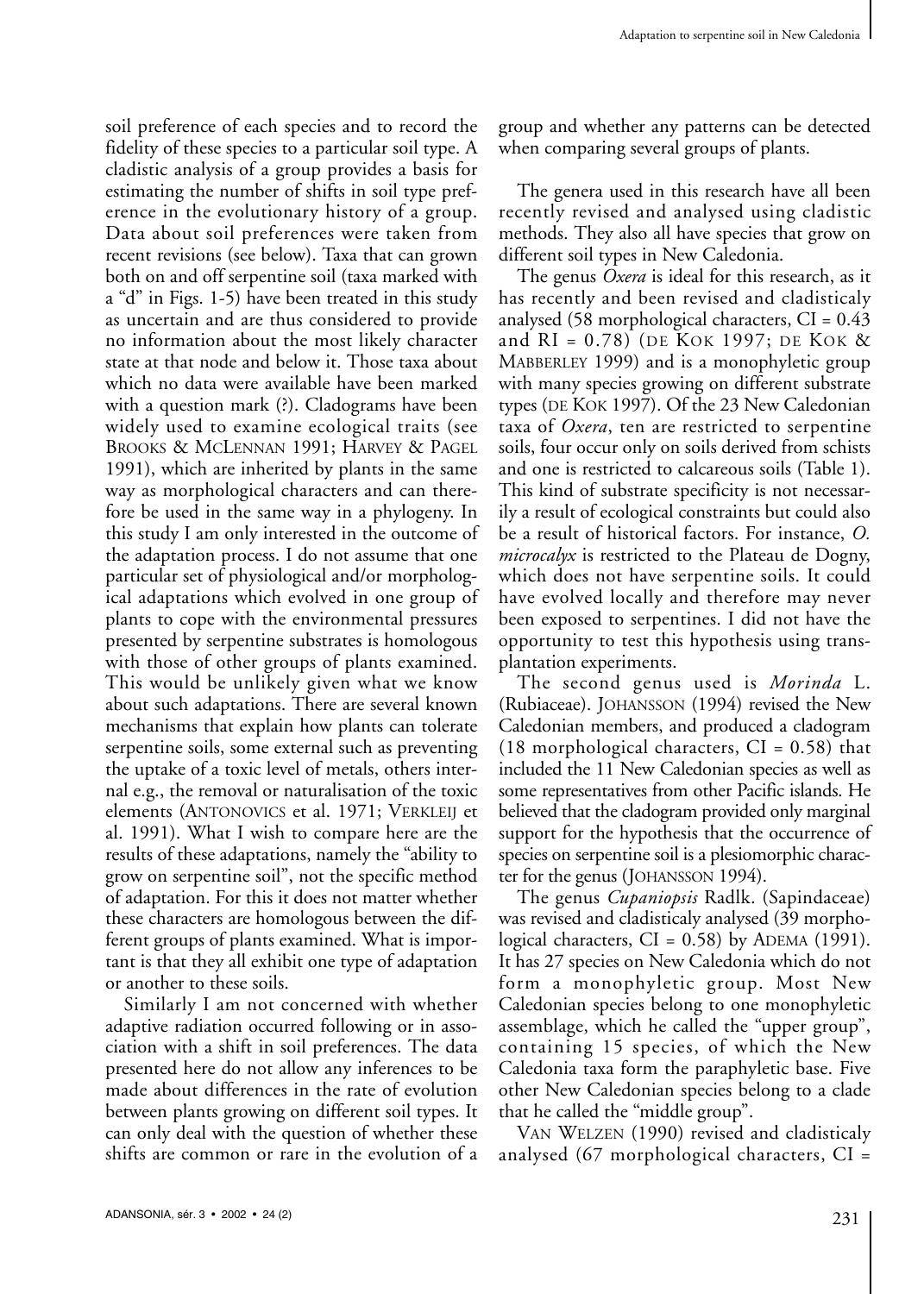soil preference of each species and to record the fidelity of these species to a particular soil type. A cladistic analysis of a group provides a basis for estimating the number of shifts in soil type preference in the evolutionary history of a group. Data about soil preferences were taken from recent revisions (see below). Taxa that can grown both on and off serpentine soil (taxa marked with a "d" in Figs. 1-5) have been treated in this study as uncertain and are thus considered to provide no information about the most likely character state at that node and below it. Those taxa about which no data were available have been marked with a question mark (?). Cladograms have been widely used to examine ecological traits (see BROOKS & MCLENNAN 1991; HARVEY & PAGEL 1991), which are inherited by plants in the same way as morphological characters and can therefore be used in the same way in a phylogeny. In this study I am only interested in the outcome of the adaptation process. I do not assume that one particular set of physiological and/or morphological adaptations which evolved in one group of plants to cope with the environmental pressures presented by serpentine substrates is homologous with those of other groups of plants examined. This would be unlikely given what we know about such adaptations. There are several known mechanisms that explain how plants can tolerate serpentine soils, some external such as preventing the uptake of a toxic level of metals, others internal e.g., the removal or naturalisation of the toxic elements (ANTONOVICS et al. 1971; VERKLEIJ et al. 1991). What I wish to compare here are the results of these adaptations, namely the "ability to grow on serpentine soil", not the specific method of adaptation. For this it does not matter whether these characters are homologous between the different groups of plants examined. What is important is that they all exhibit one type of adaptation or another to these soils.

Similarly I am not concerned with whether adaptive radiation occurred following or in association with a shift in soil preferences. The data presented here do not allow any inferences to be made about differences in the rate of evolution between plants growing on different soil types. It can only deal with the question of whether these shifts are common or rare in the evolution of a group and whether any patterns can be detected when comparing several groups of plants.

The genera used in this research have all been recently revised and analysed using cladistic methods. They also all have species that grow on different soil types in New Caledonia.

The genus *Oxera* is ideal for this research, as it has recently and been revised and cladisticaly analysed (58 morphological characters, CI = 0.43 and RI = 0.78) (DE KOK 1997; DE KOK & MABBERLEY 1999) and is a monophyletic group with many species growing on different substrate types (DE KOK 1997). Of the 23 New Caledonian taxa of *Oxera*, ten are restricted to serpentine soils, four occur only on soils derived from schists and one is restricted to calcareous soils (Table 1). This kind of substrate specificity is not necessarily a result of ecological constraints but could also be a result of historical factors. For instance, *O. microcalyx* is restricted to the Plateau de Dogny, which does not have serpentine soils. It could have evolved locally and therefore may never been exposed to serpentines. I did not have the opportunity to test this hypothesis using transplantation experiments.

The second genus used is *Morinda* L. (Rubiaceae). JOHANSSON (1994) revised the New Caledonian members, and produced a cladogram (18 morphological characters, CI = 0.58) that included the 11 New Caledonian species as well as some representatives from other Pacific islands. He believed that the cladogram provided only marginal support for the hypothesis that the occurrence of species on serpentine soil is a plesiomorphic character for the genus (JOHANSSON 1994).

The genus *Cupaniopsis* Radlk. (Sapindaceae) was revised and cladisticaly analysed (39 morphological characters, CI = 0.58) by ADEMA (1991). It has 27 species on New Caledonia which do not form a monophyletic group. Most New Caledonian species belong to one monophyletic assemblage, which he called the "upper group", containing 15 species, of which the New Caledonia taxa form the paraphyletic base. Five other New Caledonian species belong to a clade that he called the "middle group".

VAN WELZEN (1990) revised and cladisticaly analysed (67 morphological characters, CI =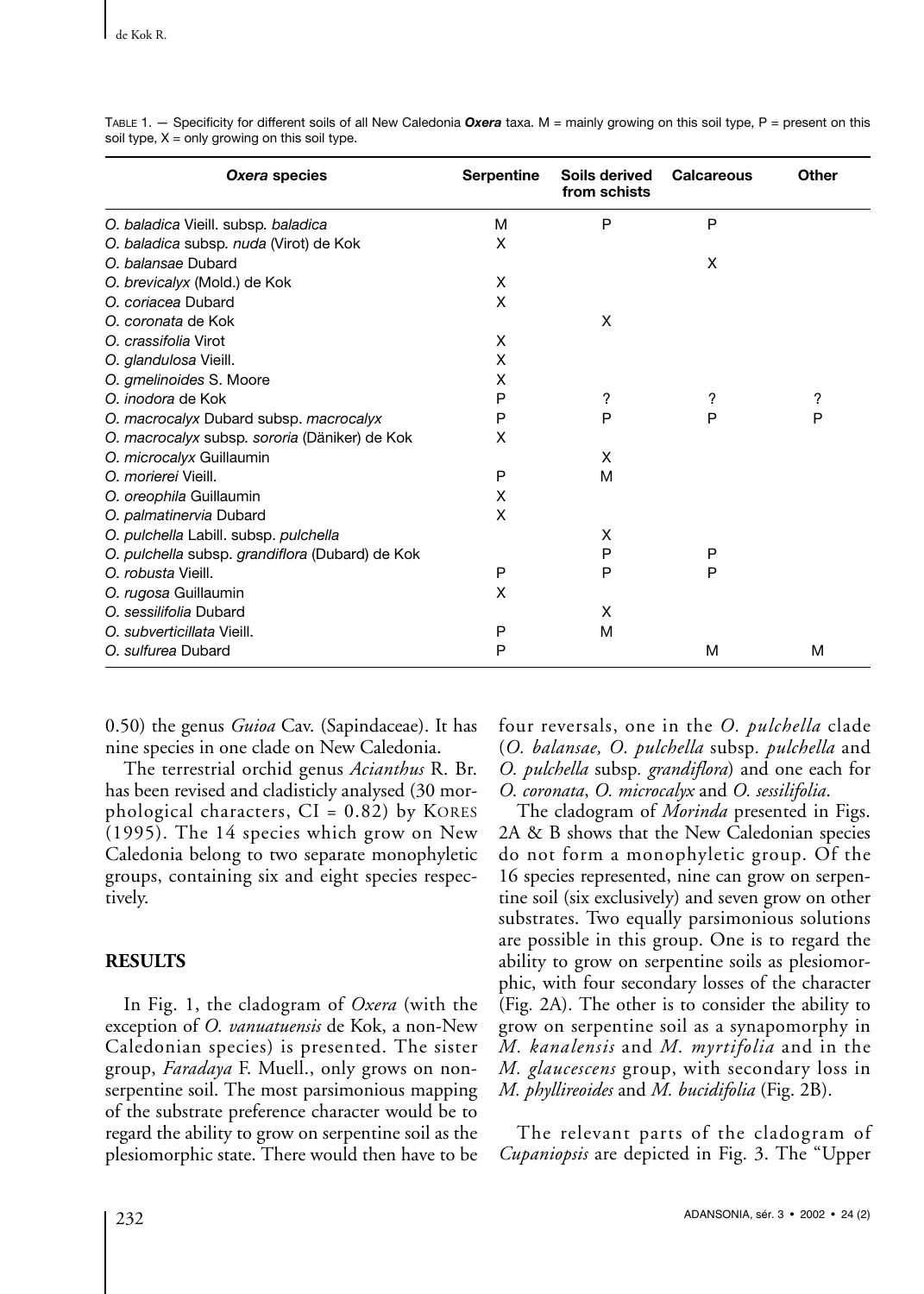TABLE 1. — Specificity for different soils of all New Caledonia ***Oxera*** taxa. M = mainly growing on this soil type, P = present on this soil type, X = only growing on this soil type.

| *Oxera* species | Serpentine | Soils derived from schists | Calcareous | Other |
|---|---|---|---|---|
| *O. baladica* Vieill. subsp. *baladica* | M | P | P | |
| *O. baladica* subsp. *nuda* (Virot) de Kok | X | | | |
| *O. balansae* Dubard | | | X | |
| *O. brevicalyx* (Mold.) de Kok | X | | | |
| *O. coriacea* Dubard | X | | | |
| *O. coronata* de Kok | | X | | |
| *O. crassifolia* Virot | X | | | |
| *O. glandulosa* Vieill. | X | | | |
| *O. gmelinoides* S. Moore | X | | | |
| *O. inodora* de Kok | P | ? | ? | ? |
| *O. macrocalyx* Dubard subsp. *macrocalyx* | P | P | P | P |
| *O. macrocalyx* subsp. *sororia* (Däniker) de Kok | X | | | |
| *O. microcalyx* Guillaumin | | X | | |
| *O. morierei* Vieill. | P | M | | |
| *O. oreophila* Guillaumin | X | | | |
| *O. palmatinervia* Dubard | X | | | |
| *O. pulchella* Labill. subsp. *pulchella* | | X | | |
| *O. pulchella* subsp. *grandiflora* (Dubard) de Kok | | P | P | |
| *O. robusta* Vieill. | P | P | P | |
| *O. rugosa* Guillaumin | X | | | |
| *O. sessilifolia* Dubard | | X | | |
| *O. subverticillata* Vieill. | P | M | | |
| *O. sulfurea* Dubard | P | | M | M |

0.50) the genus *Guioa* Cav. (Sapindaceae). It has nine species in one clade on New Caledonia.

The terrestrial orchid genus *Acianthus* R. Br. has been revised and cladisticly analysed (30 morphological characters, CI = 0.82) by KORES (1995). The 14 species which grow on New Caledonia belong to two separate monophyletic groups, containing six and eight species respectively.

## RESULTS

In Fig. 1, the cladogram of *Oxera* (with the exception of *O. vanuatuensis* de Kok, a non-New Caledonian species) is presented. The sister group, *Faradaya* F. Muell., only grows on non-serpentine soil. The most parsimonious mapping of the substrate preference character would be to regard the ability to grow on serpentine soil as the plesiomorphic state. There would then have to be four reversals, one in the *O. pulchella* clade (*O. balansae, O. pulchella* subsp. *pulchella* and *O. pulchella* subsp. *grandiflora*) and one each for *O. coronata*, *O. microcalyx* and *O. sessilifolia*.

The cladogram of *Morinda* presented in Figs. 2A & B shows that the New Caledonian species do not form a monophyletic group. Of the 16 species represented, nine can grow on serpentine soil (six exclusively) and seven grow on other substrates. Two equally parsimonious solutions are possible in this group. One is to regard the ability to grow on serpentine soils as plesiomorphic, with four secondary losses of the character (Fig. 2A). The other is to consider the ability to grow on serpentine soil as a synapomorphy in *M. kanalensis* and *M. myrtifolia* and in the *M. glaucescens* group, with secondary loss in *M. phyllireoides* and *M. bucidifolia* (Fig. 2B).

The relevant parts of the cladogram of *Cupaniopsis* are depicted in Fig. 3. The "Upper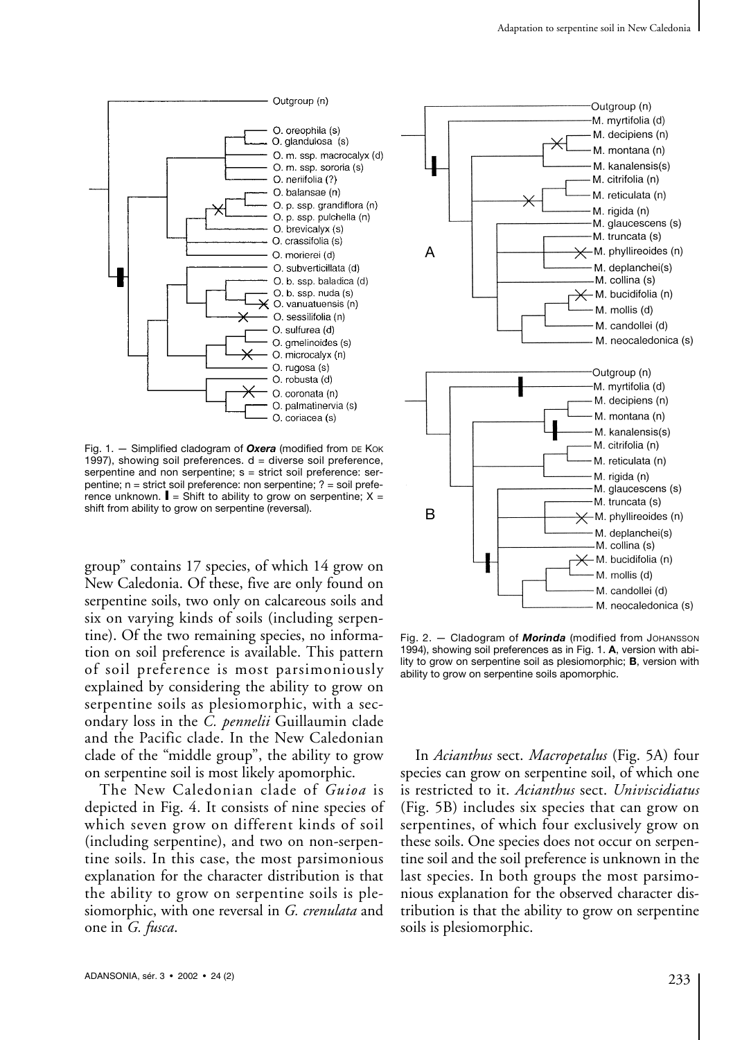Fig. 1. — Simplified cladogram of ***Oxera*** (modified from DE KOK 1997), showing soil preferences. d = diverse soil preference, serpentine and non serpentine; s = strict soil preference: serpentine; n = strict soil preference: non serpentine; ? = soil preference unknown. ▌= Shift to ability to grow on serpentine; X = shift from ability to grow on serpentine (reversal).

group" contains 17 species, of which 14 grow on New Caledonia. Of these, five are only found on serpentine soils, two only on calcareous soils and six on varying kinds of soils (including serpentine). Of the two remaining species, no information on soil preference is available. This pattern of soil preference is most parsimoniously explained by considering the ability to grow on serpentine soils as plesiomorphic, with a secondary loss in the *C. pennelii* Guillaumin clade and the Pacific clade. In the New Caledonian clade of the "middle group", the ability to grow on serpentine soil is most likely apomorphic.

The New Caledonian clade of *Guioa* is depicted in Fig. 4. It consists of nine species of which seven grow on different kinds of soil (including serpentine), and two on non-serpentine soils. In this case, the most parsimonious explanation for the character distribution is that the ability to grow on serpentine soils is plesiomorphic, with one reversal in *G. crenulata* and one in *G. fusca*.

Fig. 2. — Cladogram of ***Morinda*** (modified from JOHANSSON 1994), showing soil preferences as in Fig. 1. **A**, version with ability to grow on serpentine soil as plesiomorphic; **B**, version with ability to grow on serpentine soils apomorphic.

In *Acianthus* sect. *Macropetalus* (Fig. 5A) four species can grow on serpentine soil, of which one is restricted to it. *Acianthus* sect. *Univiscidiatus* (Fig. 5B) includes six species that can grow on serpentines, of which four exclusively grow on these soils. One species does not occur on serpentine soil and the soil preference is unknown in the last species. In both groups the most parsimonious explanation for the observed character distribution is that the ability to grow on serpentine soils is plesiomorphic.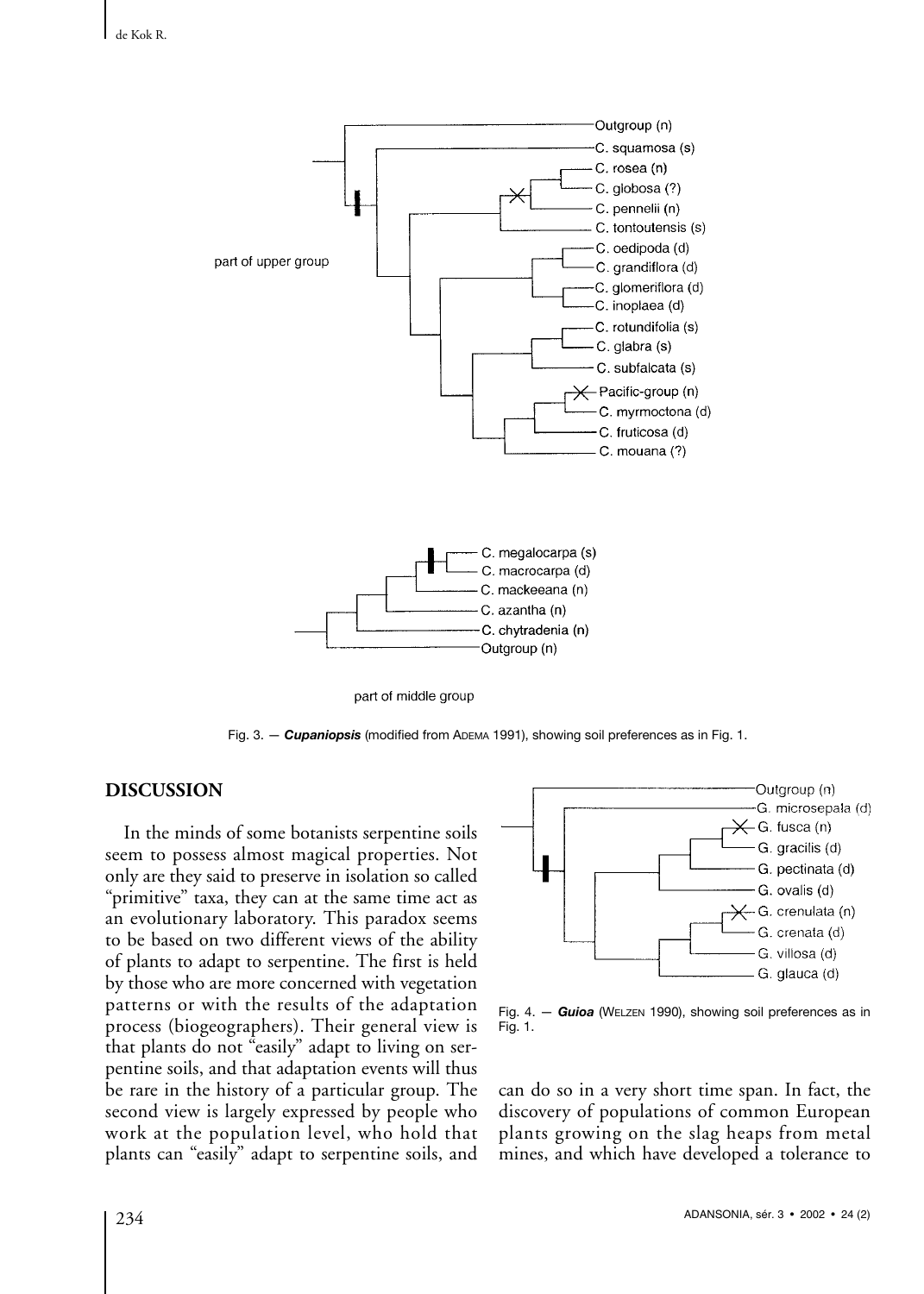Fig. 3. — ***Cupaniopsis*** (modified from ADEMA 1991), showing soil preferences as in Fig. 1.

## DISCUSSION

In the minds of some botanists serpentine soils seem to possess almost magical properties. Not only are they said to preserve in isolation so called "primitive" taxa, they can at the same time act as an evolutionary laboratory. This paradox seems to be based on two different views of the ability of plants to adapt to serpentine. The first is held by those who are more concerned with vegetation patterns or with the results of the adaptation process (biogeographers). Their general view is that plants do not "easily" adapt to living on serpentine soils, and that adaptation events will thus be rare in the history of a particular group. The second view is largely expressed by people who work at the population level, who hold that plants can "easily" adapt to serpentine soils, and can do so in a very short time span. In fact, the discovery of populations of common European plants growing on the slag heaps from metal mines, and which have developed a tolerance to

Fig. 4. — ***Guioa*** (WELZEN 1990), showing soil preferences as in Fig. 1.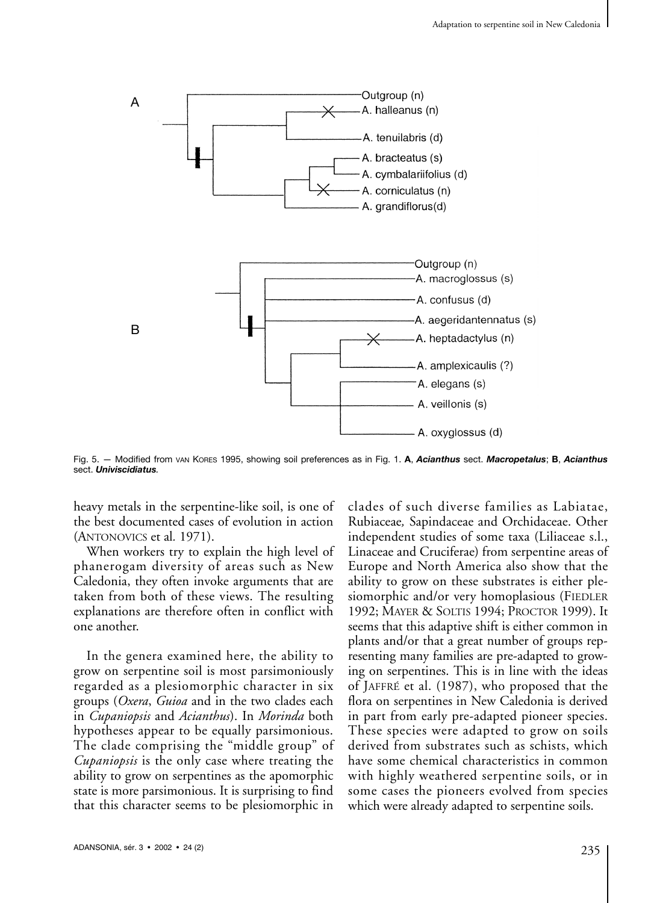Fig. 5. — Modified from VAN KORES 1995, showing soil preferences as in Fig. 1. **A**, ***Acianthus*** **sect.** ***Macropetalus***; **B**, ***Acianthus*** **sect.** ***Univiscidiatus***.

heavy metals in the serpentine-like soil, is one of the best documented cases of evolution in action (ANTONOVICS et al. 1971).

When workers try to explain the high level of phanerogam diversity of areas such as New Caledonia, they often invoke arguments that are taken from both of these views. The resulting explanations are therefore often in conflict with one another.

In the genera examined here, the ability to grow on serpentine soil is most parsimoniously regarded as a plesiomorphic character in six groups (*Oxera*, *Guioa* and in the two clades each in *Cupaniopsis* and *Acianthus*). In *Morinda* both hypotheses appear to be equally parsimonious. The clade comprising the "middle group" of *Cupaniopsis* is the only case where treating the ability to grow on serpentines as the apomorphic state is more parsimonious. It is surprising to find that this character seems to be plesiomorphic in clades of such diverse families as Labiatae, Rubiaceae, Sapindaceae and Orchidaceae. Other independent studies of some taxa (Liliaceae s.l., Linaceae and Cruciferae) from serpentine areas of Europe and North America also show that the ability to grow on these substrates is either plesiomorphic and/or very homoplasious (FIEDLER 1992; MAYER & SOLTIS 1994; PROCTOR 1999). It seems that this adaptive shift is either common in plants and/or that a great number of groups representing many families are pre-adapted to growing on serpentines. This is in line with the ideas of JAFFRÉ et al. (1987), who proposed that the flora on serpentines in New Caledonia is derived in part from early pre-adapted pioneer species. These species were adapted to grow on soils derived from substrates such as schists, which have some chemical characteristics in common with highly weathered serpentine soils, or in some cases the pioneers evolved from species which were already adapted to serpentine soils.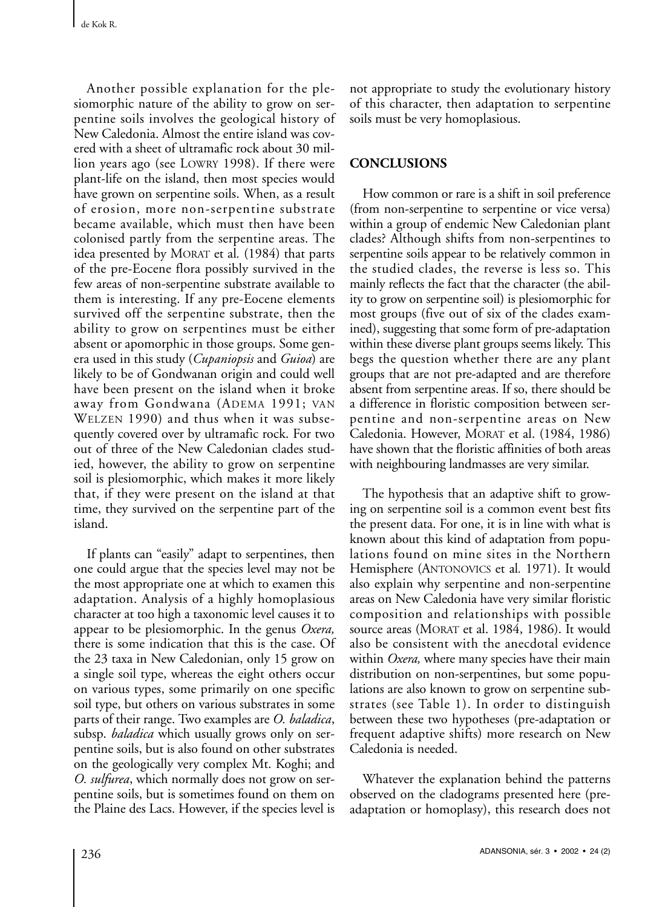Another possible explanation for the plesiomorphic nature of the ability to grow on serpentine soils involves the geological history of New Caledonia. Almost the entire island was covered with a sheet of ultramafic rock about 30 million years ago (see LOWRY 1998). If there were plant-life on the island, then most species would have grown on serpentine soils. When, as a result of erosion, more non-serpentine substrate became available, which must then have been colonised partly from the serpentine areas. The idea presented by MORAT et al. (1984) that parts of the pre-Eocene flora possibly survived in the few areas of non-serpentine substrate available to them is interesting. If any pre-Eocene elements survived off the serpentine substrate, then the ability to grow on serpentines must be either absent or apomorphic in those groups. Some genera used in this study (*Cupaniopsis* and *Guioa*) are likely to be of Gondwanan origin and could well have been present on the island when it broke away from Gondwana (ADEMA 1991; VAN WELZEN 1990) and thus when it was subsequently covered over by ultramafic rock. For two out of three of the New Caledonian clades studied, however, the ability to grow on serpentine soil is plesiomorphic, which makes it more likely that, if they were present on the island at that time, they survived on the serpentine part of the island.

If plants can "easily" adapt to serpentines, then one could argue that the species level may not be the most appropriate one at which to examen this adaptation. Analysis of a highly homoplasious character at too high a taxonomic level causes it to appear to be plesiomorphic. In the genus *Oxera,* there is some indication that this is the case. Of the 23 taxa in New Caledonian, only 15 grow on a single soil type, whereas the eight others occur on various types, some primarily on one specific soil type, but others on various substrates in some parts of their range. Two examples are *O. baladica*, subsp. *baladica* which usually grows only on serpentine soils, but is also found on other substrates on the geologically very complex Mt. Koghi; and *O. sulfurea*, which normally does not grow on serpentine soils, but is sometimes found on them on the Plaine des Lacs. However, if the species level is not appropriate to study the evolutionary history of this character, then adaptation to serpentine soils must be very homoplasious.

## CONCLUSIONS

How common or rare is a shift in soil preference (from non-serpentine to serpentine or vice versa) within a group of endemic New Caledonian plant clades? Although shifts from non-serpentines to serpentine soils appear to be relatively common in the studied clades, the reverse is less so. This mainly reflects the fact that the character (the ability to grow on serpentine soil) is plesiomorphic for most groups (five out of six of the clades examined), suggesting that some form of pre-adaptation within these diverse plant groups seems likely. This begs the question whether there are any plant groups that are not pre-adapted and are therefore absent from serpentine areas. If so, there should be a difference in floristic composition between serpentine and non-serpentine areas on New Caledonia. However, MORAT et al. (1984, 1986) have shown that the floristic affinities of both areas with neighbouring landmasses are very similar.

The hypothesis that an adaptive shift to growing on serpentine soil is a common event best fits the present data. For one, it is in line with what is known about this kind of adaptation from populations found on mine sites in the Northern Hemisphere (ANTONOVICS et al. 1971). It would also explain why serpentine and non-serpentine areas on New Caledonia have very similar floristic composition and relationships with possible source areas (MORAT et al. 1984, 1986). It would also be consistent with the anecdotal evidence within *Oxera,* where many species have their main distribution on non-serpentines, but some populations are also known to grow on serpentine substrates (see Table 1). In order to distinguish between these two hypotheses (pre-adaptation or frequent adaptive shifts) more research on New Caledonia is needed.

Whatever the explanation behind the patterns observed on the cladograms presented here (pre-adaptation or homoplasy), this research does not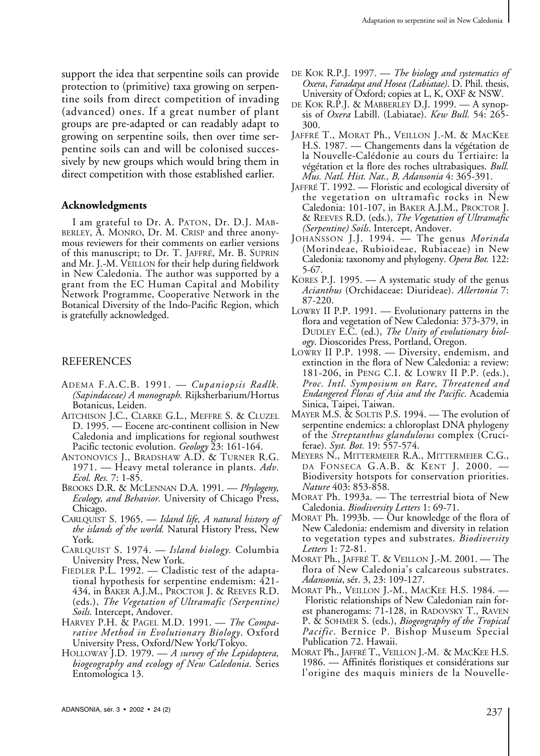support the idea that serpentine soils can provide protection to (primitive) taxa growing on serpentine soils from direct competition of invading (advanced) ones. If a great number of plant groups are pre-adapted or can readably adapt to growing on serpentine soils, then over time serpentine soils can and will be colonised successively by new groups which would bring them in direct competition with those established earlier.

### Acknowledgments

I am grateful to Dr. A. Paton, Dr. D.J. Mabberley, A. Monro, Dr. M. Crisp and three anonymous reviewers for their comments on earlier versions of this manuscript; to Dr. T. Jaffré, Mr. B. Suprin and Mr. J.-M. Veillon for their help during fieldwork in New Caledonia. The author was supported by a grant from the EC Human Capital and Mobility Network Programme, Cooperative Network in the Botanical Diversity of the Indo-Pacific Region, which is gratefully acknowledged.

## REFERENCES

Adema F.A.C.B. 1991. — *Cupaniopsis Radlk. (Sapindaceae) A monograph.* Rijksherbarium/Hortus Botanicus, Leiden.

Aitchison J.C., Clarke G.L., Meffre S. & Cluzel D. 1995. — Eocene arc-continent collision in New Caledonia and implications for regional southwest Pacific tectonic evolution. *Geology* 23: 161-164.

Antonovics J., Bradshaw A.D. & Turner R.G. 1971. — Heavy metal tolerance in plants. *Adv. Ecol. Res.* 7: 1-85.

Brooks D.R. & McLennan D.A. 1991. — *Phylogeny, Ecology, and Behavior.* University of Chicago Press, Chicago.

Carlquist S. 1965. — *Island life, A natural history of the islands of the world.* Natural History Press, New York.

Carlquist S. 1974. — *Island biology.* Columbia University Press, New York.

Fiedler P.L. 1992. — Cladistic test of the adaptational hypothesis for serpentine endemism: 421-434, in Baker A.J.M., Proctor J. & Reeves R.D. (eds.), *The Vegetation of Ultramafic (Serpentine) Soils.* Intercept, Andover.

Harvey P.H. & Pagel M.D. 1991. — *The Comparative Method in Evolutionary Biology.* Oxford University Press, Oxford/New York/Tokyo.

Holloway J.D. 1979. — *A survey of the Lepidoptera, biogeography and ecology of New Caledonia.* Series Entomologica 13.

de Kok R.P.J. 1997. — *The biology and systematics of Oxera, Faradaya and Hosea (Labiatae).* D. Phil. thesis, University of Oxford; copies at L, K, OXF & NSW.

de Kok R.P.J. & Mabberley D.J. 1999. — A synopsis of *Oxera* Labill. (Labiatae). *Kew Bull.* 54: 265-300.

Jaffré T., Morat Ph., Veillon J.-M. & MacKee H.S. 1987. — Changements dans la végétation de la Nouvelle-Calédonie au cours du Tertiaire: la végétation et la flore des roches ultrabasiques. *Bull. Mus. Natl. Hist. Nat., B, Adansonia* 4: 365-391.

Jaffré T. 1992. — Floristic and ecological diversity of the vegetation on ultramafic rocks in New Caledonia: 101-107, in Baker A.J.M., Proctor J. & Reeves R.D. (eds.), *The Vegetation of Ultramafic (Serpentine) Soils.* Intercept, Andover.

Johansson J.J. 1994. — The genus *Morinda* (Morindeae, Rubioideae, Rubiaceae) in New Caledonia: taxonomy and phylogeny. *Opera Bot.* 122: 5-67.

Kores P.J. 1995. — A systematic study of the genus *Acianthus* (Orchidaceae: Diurideae). *Allertonia* 7: 87-220.

Lowry II P.P. 1991. — Evolutionary patterns in the flora and vegetation of New Caledonia: 373-379, in Dudley E.C. (ed.), *The Unity of evolutionary biology.* Dioscorides Press, Portland, Oregon.

Lowry II P.P. 1998. — Diversity, endemism, and extinction in the flora of New Caledonia: a review: 181-206, in Peng C.I. & Lowry II P.P. (eds.), *Proc. Intl. Symposium on Rare, Threatened and Endangered Floras of Asia and the Pacific.* Academia Sinica, Taipei, Taiwan.

Mayer M.S. & Soltis P.S. 1994. — The evolution of serpentine endemics: a chloroplast DNA phylogeny of the *Streptanthus glandulosus* complex (Cruciferae). *Syst. Bot.* 19: 557-574.

Meyers N., Mittermeier R.A., Mittermeier C.G., da Fonseca G.A.B. & Kent J. 2000. — Biodiversity hotspots for conservation priorities. *Nature* 403: 853-858.

Morat Ph. 1993a. — The terrestrial biota of New Caledonia. *Biodiversity Letters* 1: 69-71.

Morat Ph. 1993b. — Our knowledge of the flora of New Caledonia: endemism and diversity in relation to vegetation types and substrates. *Biodiversity Letters* 1: 72-81.

Morat Ph., Jaffré T. & Veillon J.-M. 2001. — The flora of New Caledonia's calcareous substrates. *Adansonia*, sér. 3, 23: 109-127.

Morat Ph., Veillon J.-M., MacKee H.S. 1984. — Floristic relationships of New Caledonian rain forest phanerogams: 71-128, in Radovsky T., Raven P. & Sohmer S. (eds.), *Biogeography of the Tropical Pacific.* Bernice P. Bishop Museum Special Publication 72. Hawaii.

Morat Ph., Jaffré T., Veillon J.-M. & MacKee H.S. 1986. — Affinités floristiques et considérations sur l'origine des maquis miniers de la Nouvelle-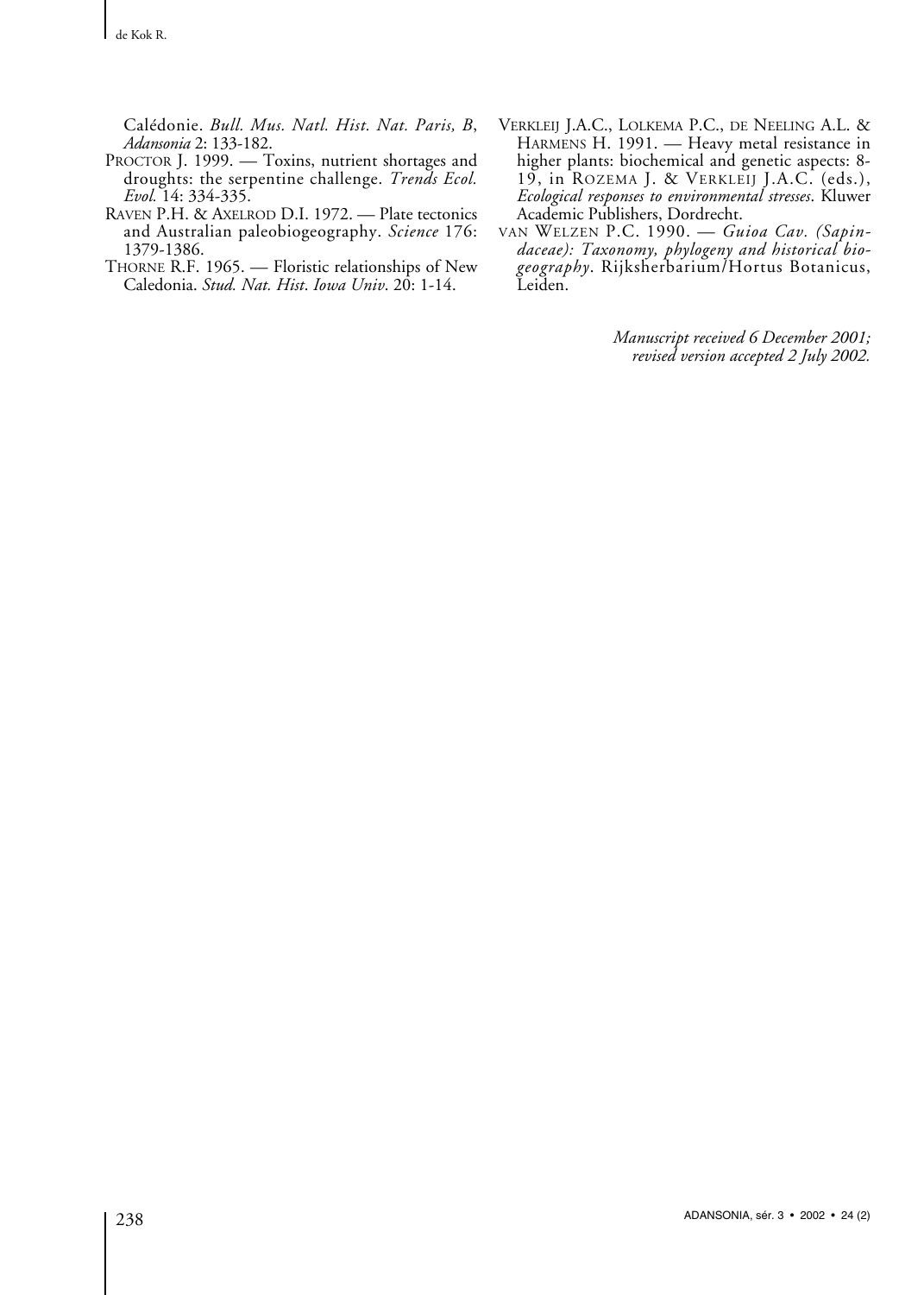Calédonie. *Bull. Mus. Natl. Hist. Nat. Paris, B*, *Adansonia* 2: 133-182.

PROCTOR J. 1999. — Toxins, nutrient shortages and droughts: the serpentine challenge. *Trends Ecol. Evol.* 14: 334-335.

RAVEN P.H. & AXELROD D.I. 1972. — Plate tectonics and Australian paleobiogeography. *Science* 176: 1379-1386.

THORNE R.F. 1965. — Floristic relationships of New Caledonia. *Stud. Nat. Hist. Iowa Univ.* 20: 1-14.

VERKLEIJ J.A.C., LOLKEMA P.C., DE NEELING A.L. & HARMENS H. 1991. — Heavy metal resistance in higher plants: biochemical and genetic aspects: 8-19, in ROZEMA J. & VERKLEIJ J.A.C. (eds.), *Ecological responses to environmental stresses*. Kluwer Academic Publishers, Dordrecht.

VAN WELZEN P.C. 1990. — *Guioa Cav. (Sapindaceae): Taxonomy, phylogeny and historical biogeography*. Rijksherbarium/Hortus Botanicus, Leiden.

*Manuscript received 6 December 2001; revised version accepted 2 July 2002.*